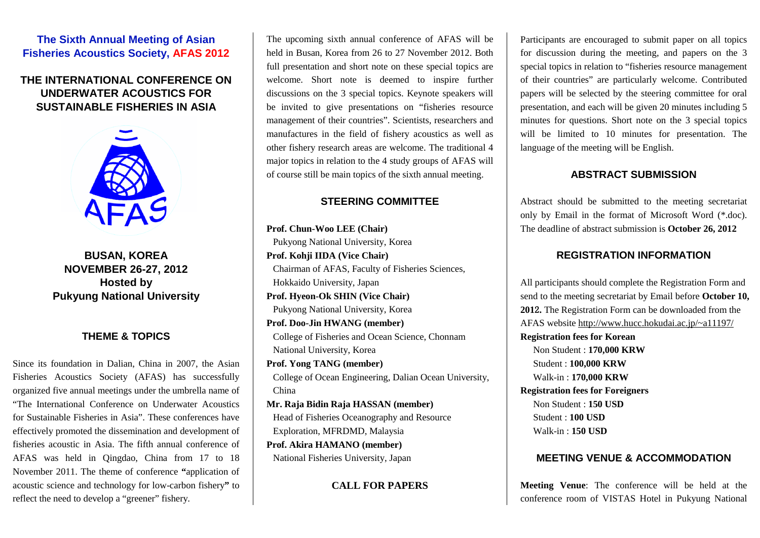# The Sixth Annual Meeting of Asian Fisheries Acoustics Society, AFAS 2012

## THE INTERNATIONAL CONFERENCE ON UNDERWATER ACOUSTICS FOR SUSTAINABLE FISHERIES IN ASIA

**BUSAN, KOREA**
**NOVEMBER 26-27, 2012**
**Hosted by**
**Pukyung National University**

## THEME & TOPICS

Since its foundation in Dalian, China in 2007, the Asian Fisheries Acoustics Society (AFAS) has successfully organized five annual meetings under the umbrella name of "The International Conference on Underwater Acoustics for Sustainable Fisheries in Asia". These conferences have effectively promoted the dissemination and development of fisheries acoustic in Asia. The fifth annual conference of AFAS was held in Qingdao, China from 17 to 18 November 2011. The theme of conference **"**application of acoustic science and technology for low-carbon fishery**"** to reflect the need to develop a "greener" fishery.

The upcoming sixth annual conference of AFAS will be held in Busan, Korea from 26 to 27 November 2012. Both full presentation and short note on these special topics are welcome. Short note is deemed to inspire further discussions on the 3 special topics. Keynote speakers will be invited to give presentations on "fisheries resource management of their countries". Scientists, researchers and manufactures in the field of fishery acoustics as well as other fishery research areas are welcome. The traditional 4 major topics in relation to the 4 study groups of AFAS will of course still be main topics of the sixth annual meeting.

## STEERING COMMITTEE

**Prof. Chun-Woo LEE (Chair)**
Pukyong National University, Korea

**Prof. Kohji IIDA (Vice Chair)**
Chairman of AFAS, Faculty of Fisheries Sciences, Hokkaido University, Japan

**Prof. Hyeon-Ok SHIN (Vice Chair)**
Pukyong National University, Korea

**Prof. Doo-Jin HWANG (member)**
College of Fisheries and Ocean Science, Chonnam National University, Korea

**Prof. Yong TANG (member)**
College of Ocean Engineering, Dalian Ocean University, China

**Mr. Raja Bidin Raja HASSAN (member)**
Head of Fisheries Oceanography and Resource Exploration, MFRDMD, Malaysia

**Prof. Akira HAMANO (member)**
National Fisheries University, Japan

## CALL FOR PAPERS

Participants are encouraged to submit paper on all topics for discussion during the meeting, and papers on the 3 special topics in relation to "fisheries resource management of their countries" are particularly welcome. Contributed papers will be selected by the steering committee for oral presentation, and each will be given 20 minutes including 5 minutes for questions. Short note on the 3 special topics will be limited to 10 minutes for presentation. The language of the meeting will be English.

## ABSTRACT SUBMISSION

Abstract should be submitted to the meeting secretariat only by Email in the format of Microsoft Word (*.doc). The deadline of abstract submission is **October 26, 2012**

## REGISTRATION INFORMATION

All participants should complete the Registration Form and send to the meeting secretariat by Email before **October 10, 2012.** The Registration Form can be downloaded from the AFAS website http://www.hucc.hokudai.ac.jp/~a11197/

**Registration fees for Korean**
- Non Student : **170,000 KRW**
- Student : **100,000 KRW**
- Walk-in : **170,000 KRW**

**Registration fees for Foreigners**
- Non Student : **150 USD**
- Student : **100 USD**
- Walk-in : **150 USD**

## MEETING VENUE & ACCOMMODATION

**Meeting Venue**: The conference will be held at the conference room of VISTAS Hotel in Pukyung National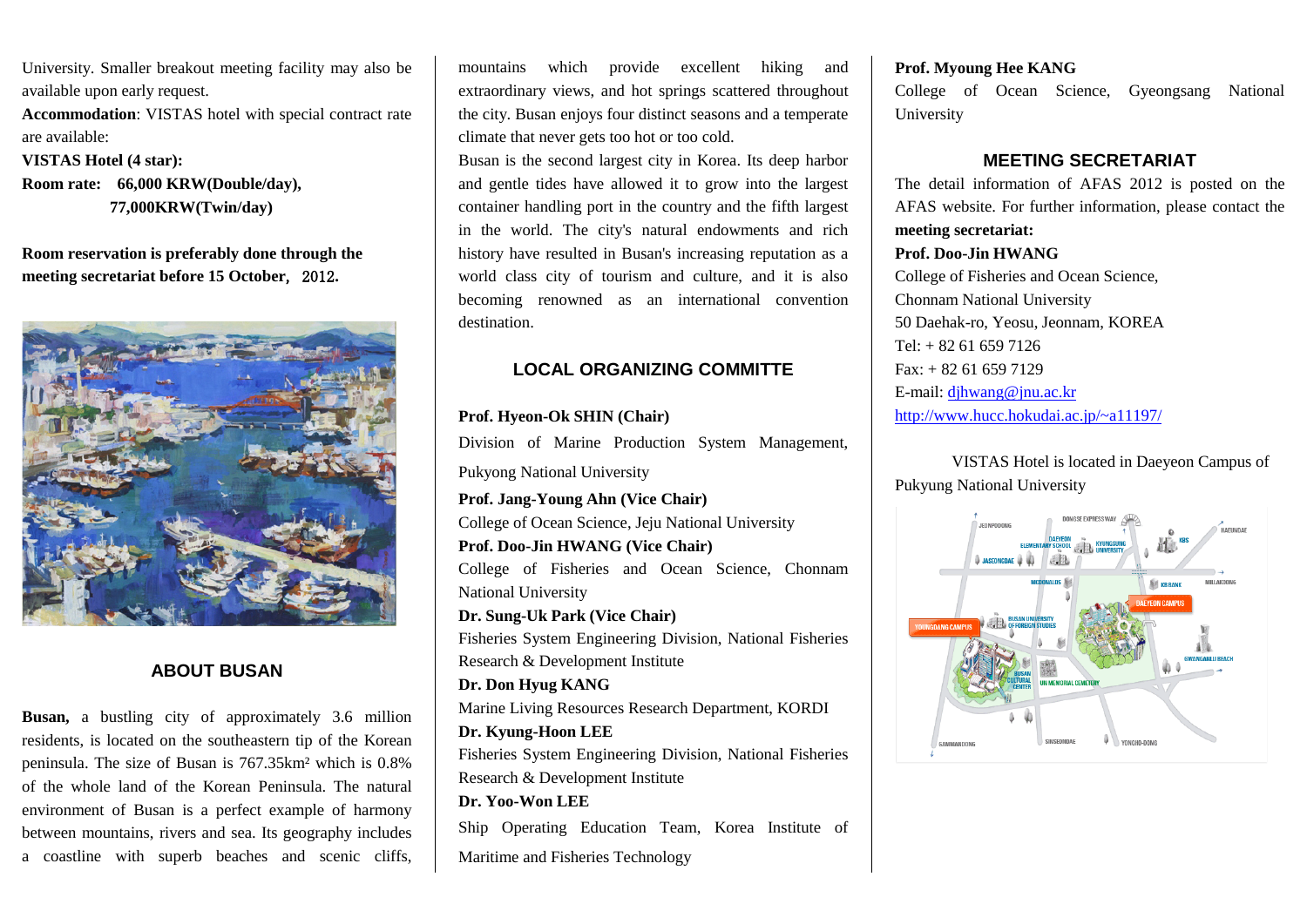University. Smaller breakout meeting facility may also be available upon early request.

**Accommodation**: VISTAS hotel with special contract rate are available:

**VISTAS Hotel (4 star):**

**Room rate: 66,000 KRW(Double/day), 77,000KRW(Twin/day)**

**Room reservation is preferably done through the meeting secretariat before 15 October，2012.**

## ABOUT BUSAN

**Busan,** a bustling city of approximately 3.6 million residents, is located on the southeastern tip of the Korean peninsula. The size of Busan is 767.35km² which is 0.8% of the whole land of the Korean Peninsula. The natural environment of Busan is a perfect example of harmony between mountains, rivers and sea. Its geography includes a coastline with superb beaches and scenic cliffs, mountains which provide excellent hiking and extraordinary views, and hot springs scattered throughout the city. Busan enjoys four distinct seasons and a temperate climate that never gets too hot or too cold.

Busan is the second largest city in Korea. Its deep harbor and gentle tides have allowed it to grow into the largest container handling port in the country and the fifth largest in the world. The city's natural endowments and rich history have resulted in Busan's increasing reputation as a world class city of tourism and culture, and it is also becoming renowned as an international convention destination.

## LOCAL ORGANIZING COMMITTE

**Prof. Hyeon-Ok SHIN (Chair)**
Division of Marine Production System Management, Pukyong National University

**Prof. Jang-Young Ahn (Vice Chair)**
College of Ocean Science, Jeju National University

**Prof. Doo-Jin HWANG (Vice Chair)**
College of Fisheries and Ocean Science, Chonnam National University

**Dr. Sung-Uk Park (Vice Chair)**
Fisheries System Engineering Division, National Fisheries Research & Development Institute

**Dr. Don Hyug KANG**
Marine Living Resources Research Department, KORDI

**Dr. Kyung-Hoon LEE**
Fisheries System Engineering Division, National Fisheries Research & Development Institute

**Dr. Yoo-Won LEE**
Ship Operating Education Team, Korea Institute of Maritime and Fisheries Technology

**Prof. Myoung Hee KANG**
College of Ocean Science, Gyeongsang National University

## MEETING SECRETARIAT

The detail information of AFAS 2012 is posted on the AFAS website. For further information, please contact the **meeting secretariat:**

**Prof. Doo-Jin HWANG**
College of Fisheries and Ocean Science,
Chonnam National University
50 Daehak-ro, Yeosu, Jeonnam, KOREA
Tel: + 82 61 659 7126
Fax: + 82 61 659 7129
E-mail: djhwang@jnu.ac.kr
http://www.hucc.hokudai.ac.jp/~a11197/

VISTAS Hotel is located in Daeyeon Campus of Pukyung National University